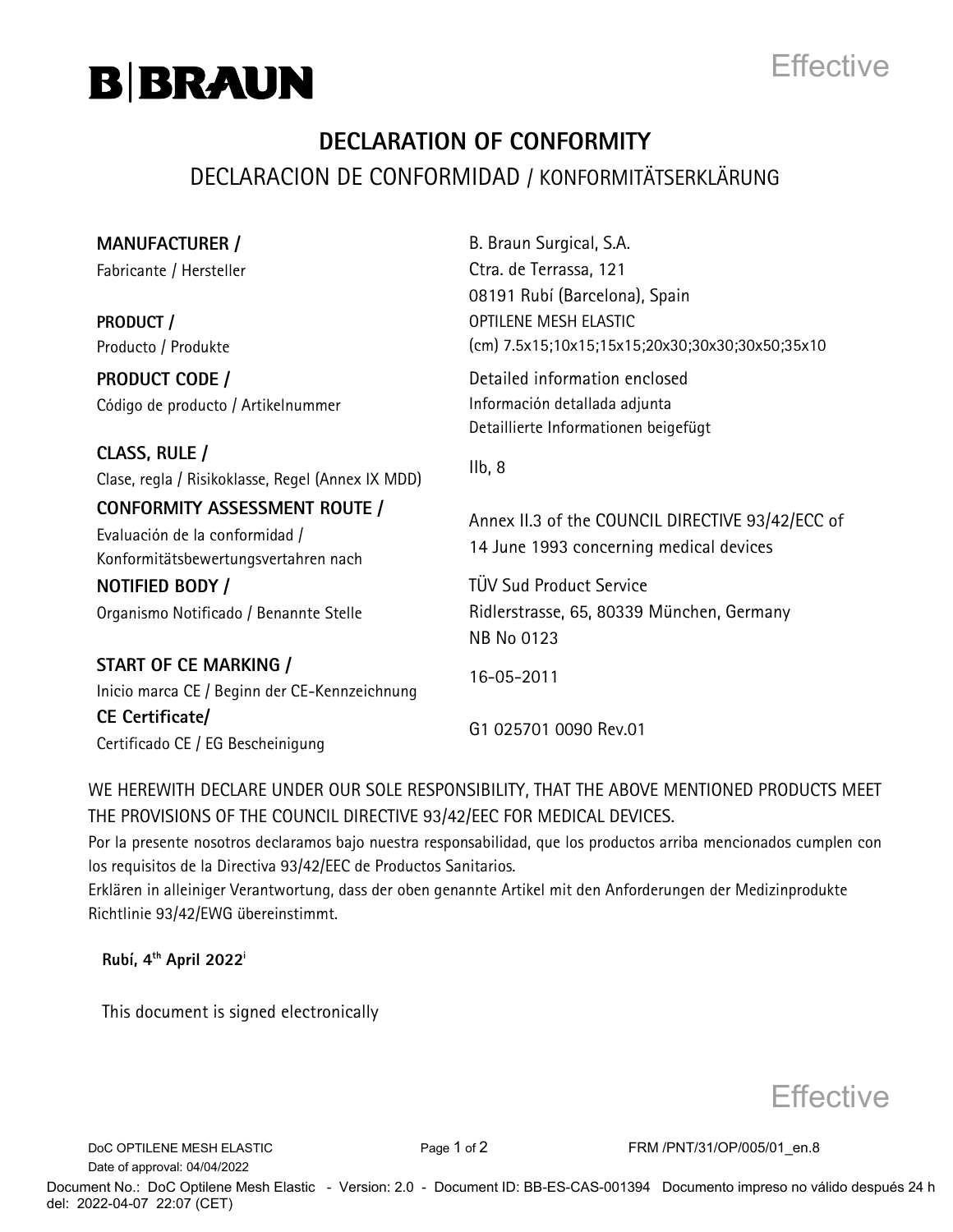B|BRAUN

Effective

# DECLARATION OF CONFORMITY

## DECLARACION DE CONFORMIDAD / KONFORMITÄTSERKLÄRUNG

| | |
|---|---|
| **MANUFACTURER /**<br>Fabricante / Hersteller | B. Braun Surgical, S.A.<br>Ctra. de Terrassa, 121<br>08191 Rubí (Barcelona), Spain |
| **PRODUCT /**<br>Producto / Produkte | OPTILENE MESH ELASTIC<br>(cm) 7.5x15;10x15;15x15;20x30;30x30;30x50;35x10 |
| **PRODUCT CODE /**<br>Código de producto / Artikelnummer | Detailed information enclosed<br>Información detallada adjunta<br>Detaillierte Informationen beigefügt |
| **CLASS, RULE /**<br>Clase, regla / Risikoklasse, Regel (Annex IX MDD) | IIb, 8 |
| **CONFORMITY ASSESSMENT ROUTE /**<br>Evaluación de la conformidad /<br>Konformitätsbewertungsvertahren nach | Annex II.3 of the COUNCIL DIRECTIVE 93/42/ECC of 14 June 1993 concerning medical devices |
| **NOTIFIED BODY /**<br>Organismo Notificado / Benannte Stelle | TÜV Sud Product Service<br>Ridlerstrasse, 65, 80339 München, Germany<br>NB No 0123 |
| **START OF CE MARKING /**<br>Inicio marca CE / Beginn der CE-Kennzeichnung | 16-05-2011 |
| **CE Certificate/**<br>Certificado CE / EG Bescheinigung | G1 025701 0090 Rev.01 |

WE HEREWITH DECLARE UNDER OUR SOLE RESPONSIBILITY, THAT THE ABOVE MENTIONED PRODUCTS MEET THE PROVISIONS OF THE COUNCIL DIRECTIVE 93/42/EEC FOR MEDICAL DEVICES.

Por la presente nosotros declaramos bajo nuestra responsabilidad, que los productos arriba mencionados cumplen con los requisitos de la Directiva 93/42/EEC de Productos Sanitarios.

Erklären in alleiniger Verantwortung, dass der oben genannte Artikel mit den Anforderungen der Medizinprodukte Richtlinie 93/42/EWG übereinstimmt.

**Rubí, 4th April 2022**[i]

This document is signed electronically

Effective

DoC OPTILENE MESH ELASTIC — FRM /PNT/31/OP/005/01_en.8

Date of approval: 04/04/2022

Document No.: DoC Optilene Mesh Elastic - Version: 2.0 - Document ID: BB-ES-CAS-001394 Documento impreso no válido después 24 h del: 2022-04-07 22:07 (CET)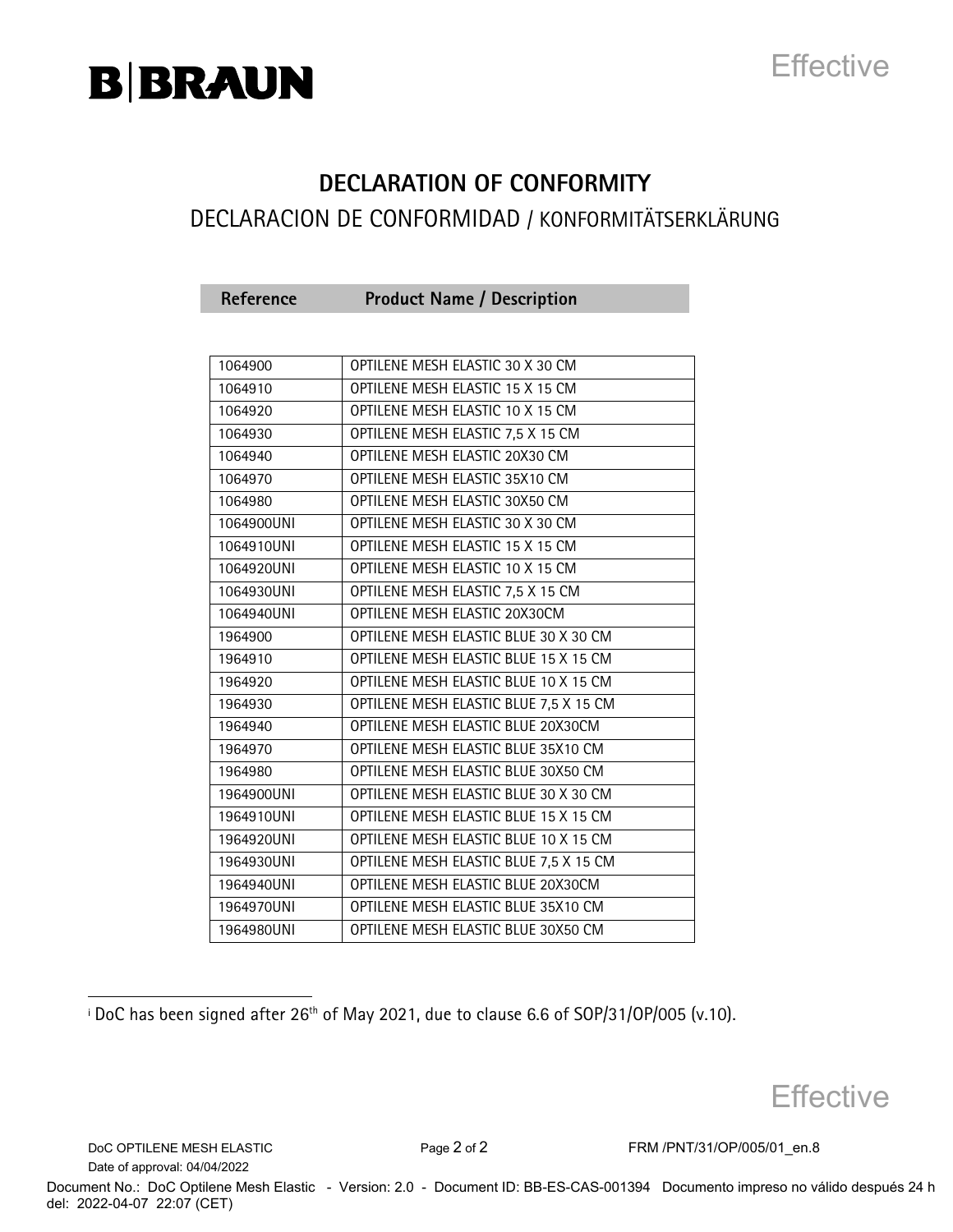# DECLARATION OF CONFORMITY

## DECLARACION DE CONFORMIDAD / KONFORMITÄTSERKLÄRUNG

| Reference | Product Name / Description |
|---|---|
| 1064900 | OPTILENE MESH ELASTIC 30 X 30 CM |
| 1064910 | OPTILENE MESH ELASTIC 15 X 15 CM |
| 1064920 | OPTILENE MESH ELASTIC 10 X 15 CM |
| 1064930 | OPTILENE MESH ELASTIC 7,5 X 15 CM |
| 1064940 | OPTILENE MESH ELASTIC 20X30 CM |
| 1064970 | OPTILENE MESH ELASTIC 35X10 CM |
| 1064980 | OPTILENE MESH ELASTIC 30X50 CM |
| 1064900UNI | OPTILENE MESH ELASTIC 30 X 30 CM |
| 1064910UNI | OPTILENE MESH ELASTIC 15 X 15 CM |
| 1064920UNI | OPTILENE MESH ELASTIC 10 X 15 CM |
| 1064930UNI | OPTILENE MESH ELASTIC 7,5 X 15 CM |
| 1064940UNI | OPTILENE MESH ELASTIC 20X30CM |
| 1964900 | OPTILENE MESH ELASTIC BLUE 30 X 30 CM |
| 1964910 | OPTILENE MESH ELASTIC BLUE 15 X 15 CM |
| 1964920 | OPTILENE MESH ELASTIC BLUE 10 X 15 CM |
| 1964930 | OPTILENE MESH ELASTIC BLUE 7,5 X 15 CM |
| 1964940 | OPTILENE MESH ELASTIC BLUE 20X30CM |
| 1964970 | OPTILENE MESH ELASTIC BLUE 35X10 CM |
| 1964980 | OPTILENE MESH ELASTIC BLUE 30X50 CM |
| 1964900UNI | OPTILENE MESH ELASTIC BLUE 30 X 30 CM |
| 1964910UNI | OPTILENE MESH ELASTIC BLUE 15 X 15 CM |
| 1964920UNI | OPTILENE MESH ELASTIC BLUE 10 X 15 CM |
| 1964930UNI | OPTILENE MESH ELASTIC BLUE 7,5 X 15 CM |
| 1964940UNI | OPTILENE MESH ELASTIC BLUE 20X30CM |
| 1964970UNI | OPTILENE MESH ELASTIC BLUE 35X10 CM |
| 1964980UNI | OPTILENE MESH ELASTIC BLUE 30X50 CM |

[i] DoC has been signed after 26th of May 2021, due to clause 6.6 of SOP/31/OP/005 (v.10).

DoC OPTILENE MESH ELASTIC FRM /PNT/31/OP/005/01_en.8

Date of approval: 04/04/2022

Document No.: DoC Optilene Mesh Elastic - Version: 2.0 - Document ID: BB-ES-CAS-001394 Documento impreso no válido después 24 h del: 2022-04-07 22:07 (CET)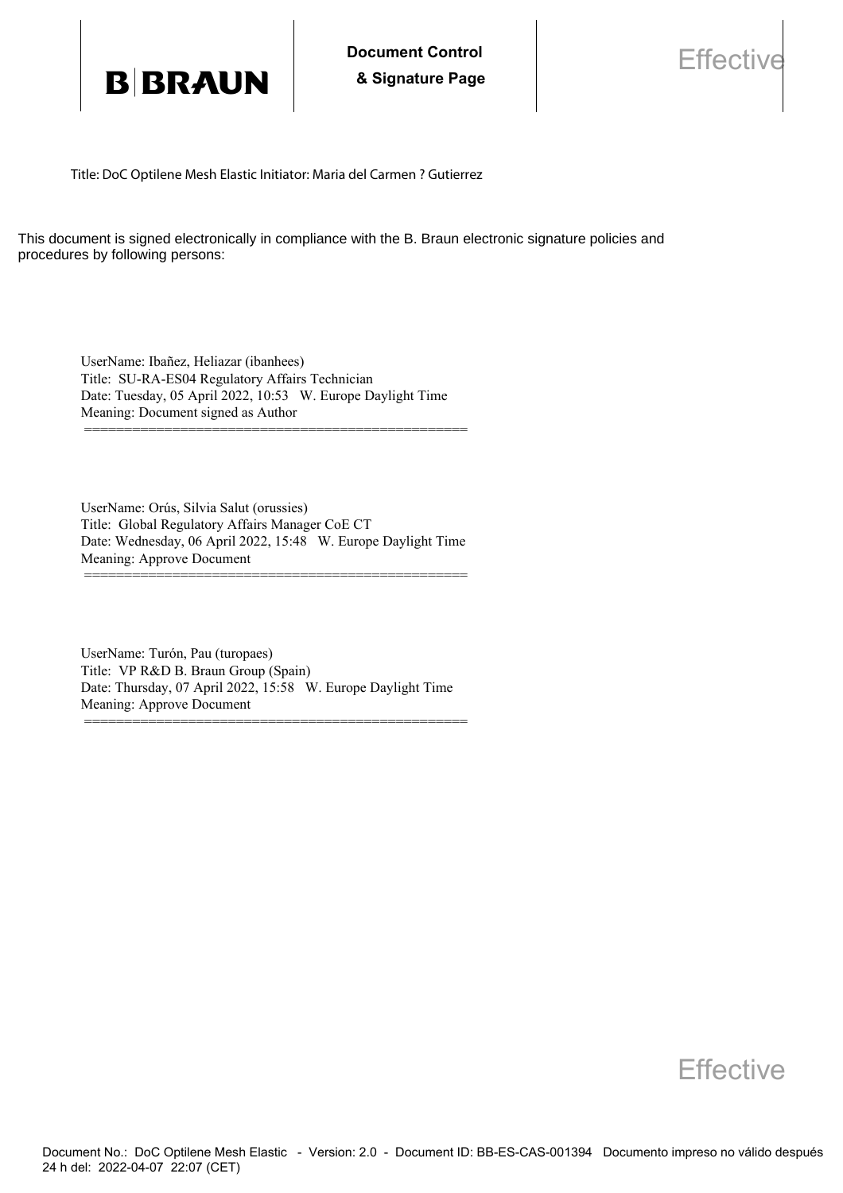**Document Control & Signature Page**

Title: DoC Optilene Mesh Elastic Initiator: Maria del Carmen ? Gutierrez

This document is signed electronically in compliance with the B. Braun electronic signature policies and procedures by following persons:

UserName: Ibañez, Heliazar (ibanhees)
Title: SU-RA-ES04 Regulatory Affairs Technician
Date: Tuesday, 05 April 2022, 10:53 W. Europe Daylight Time
Meaning: Document signed as Author

================================================

UserName: Orús, Silvia Salut (orussies)
Title: Global Regulatory Affairs Manager CoE CT
Date: Wednesday, 06 April 2022, 15:48 W. Europe Daylight Time
Meaning: Approve Document

================================================

UserName: Turón, Pau (turopaes)
Title: VP R&D B. Braun Group (Spain)
Date: Thursday, 07 April 2022, 15:58 W. Europe Daylight Time
Meaning: Approve Document

================================================